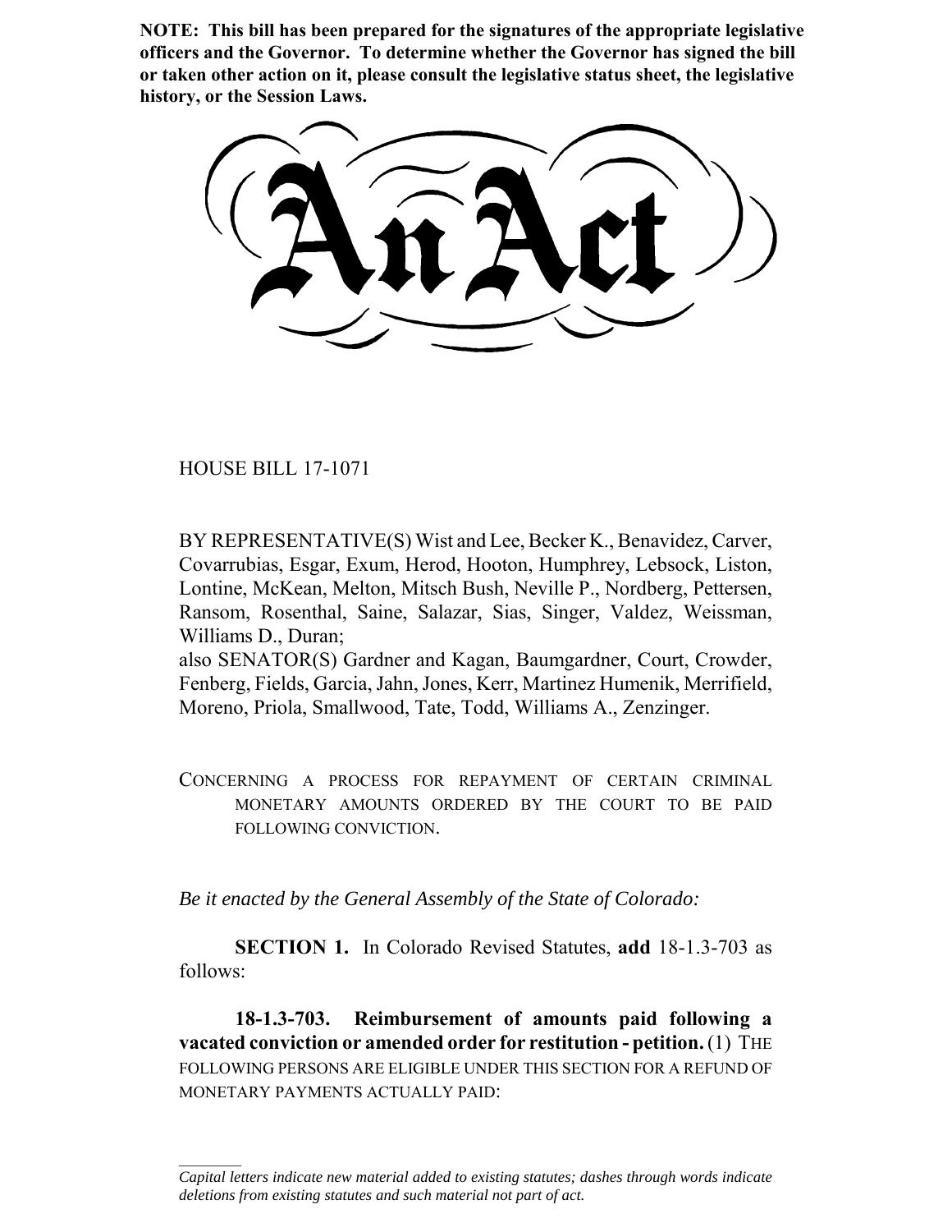**NOTE: This bill has been prepared for the signatures of the appropriate legislative officers and the Governor. To determine whether the Governor has signed the bill or taken other action on it, please consult the legislative status sheet, the legislative history, or the Session Laws.**

# An Act

HOUSE BILL 17-1071

BY REPRESENTATIVE(S) Wist and Lee, Becker K., Benavidez, Carver, Covarrubias, Esgar, Exum, Herod, Hooton, Humphrey, Lebsock, Liston, Lontine, McKean, Melton, Mitsch Bush, Neville P., Nordberg, Pettersen, Ransom, Rosenthal, Saine, Salazar, Sias, Singer, Valdez, Weissman, Williams D., Duran;
also SENATOR(S) Gardner and Kagan, Baumgardner, Court, Crowder, Fenberg, Fields, Garcia, Jahn, Jones, Kerr, Martinez Humenik, Merrifield, Moreno, Priola, Smallwood, Tate, Todd, Williams A., Zenzinger.

CONCERNING A PROCESS FOR REPAYMENT OF CERTAIN CRIMINAL MONETARY AMOUNTS ORDERED BY THE COURT TO BE PAID FOLLOWING CONVICTION.

*Be it enacted by the General Assembly of the State of Colorado:*

**SECTION 1.** In Colorado Revised Statutes, **add** 18-1.3-703 as follows:

**18-1.3-703. Reimbursement of amounts paid following a vacated conviction or amended order for restitution - petition.** (1) THE FOLLOWING PERSONS ARE ELIGIBLE UNDER THIS SECTION FOR A REFUND OF MONETARY PAYMENTS ACTUALLY PAID:

*Capital letters indicate new material added to existing statutes; dashes through words indicate deletions from existing statutes and such material not part of act.*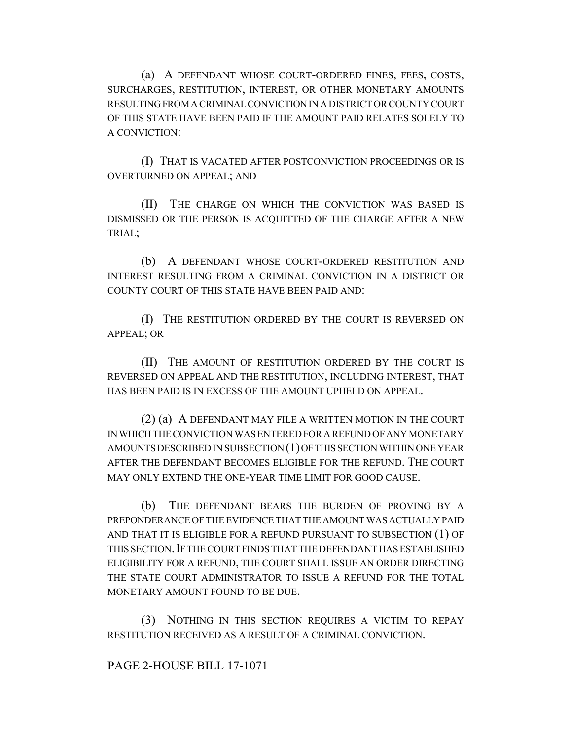(a) A DEFENDANT WHOSE COURT-ORDERED FINES, FEES, COSTS, SURCHARGES, RESTITUTION, INTEREST, OR OTHER MONETARY AMOUNTS RESULTING FROM A CRIMINAL CONVICTION IN A DISTRICT OR COUNTY COURT OF THIS STATE HAVE BEEN PAID IF THE AMOUNT PAID RELATES SOLELY TO A CONVICTION:

(I) THAT IS VACATED AFTER POSTCONVICTION PROCEEDINGS OR IS OVERTURNED ON APPEAL; AND

(II) THE CHARGE ON WHICH THE CONVICTION WAS BASED IS DISMISSED OR THE PERSON IS ACQUITTED OF THE CHARGE AFTER A NEW TRIAL;

(b) A DEFENDANT WHOSE COURT-ORDERED RESTITUTION AND INTEREST RESULTING FROM A CRIMINAL CONVICTION IN A DISTRICT OR COUNTY COURT OF THIS STATE HAVE BEEN PAID AND:

(I) THE RESTITUTION ORDERED BY THE COURT IS REVERSED ON APPEAL; OR

(II) THE AMOUNT OF RESTITUTION ORDERED BY THE COURT IS REVERSED ON APPEAL AND THE RESTITUTION, INCLUDING INTEREST, THAT HAS BEEN PAID IS IN EXCESS OF THE AMOUNT UPHELD ON APPEAL.

(2) (a) A DEFENDANT MAY FILE A WRITTEN MOTION IN THE COURT IN WHICH THE CONVICTION WAS ENTERED FOR A REFUND OF ANY MONETARY AMOUNTS DESCRIBED IN SUBSECTION (1) OF THIS SECTION WITHIN ONE YEAR AFTER THE DEFENDANT BECOMES ELIGIBLE FOR THE REFUND. THE COURT MAY ONLY EXTEND THE ONE-YEAR TIME LIMIT FOR GOOD CAUSE.

(b) THE DEFENDANT BEARS THE BURDEN OF PROVING BY A PREPONDERANCE OF THE EVIDENCE THAT THE AMOUNT WAS ACTUALLY PAID AND THAT IT IS ELIGIBLE FOR A REFUND PURSUANT TO SUBSECTION (1) OF THIS SECTION. IF THE COURT FINDS THAT THE DEFENDANT HAS ESTABLISHED ELIGIBILITY FOR A REFUND, THE COURT SHALL ISSUE AN ORDER DIRECTING THE STATE COURT ADMINISTRATOR TO ISSUE A REFUND FOR THE TOTAL MONETARY AMOUNT FOUND TO BE DUE.

(3) NOTHING IN THIS SECTION REQUIRES A VICTIM TO REPAY RESTITUTION RECEIVED AS A RESULT OF A CRIMINAL CONVICTION.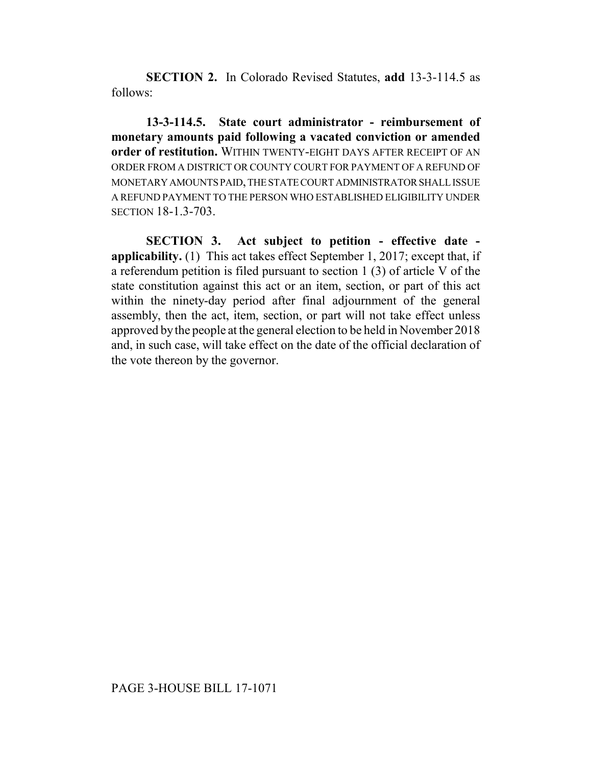**SECTION 2.** In Colorado Revised Statutes, **add** 13-3-114.5 as follows:

**13-3-114.5. State court administrator - reimbursement of monetary amounts paid following a vacated conviction or amended order of restitution.** WITHIN TWENTY-EIGHT DAYS AFTER RECEIPT OF AN ORDER FROM A DISTRICT OR COUNTY COURT FOR PAYMENT OF A REFUND OF MONETARY AMOUNTS PAID, THE STATE COURT ADMINISTRATOR SHALL ISSUE A REFUND PAYMENT TO THE PERSON WHO ESTABLISHED ELIGIBILITY UNDER SECTION 18-1.3-703.

**SECTION 3. Act subject to petition - effective date - applicability.** (1) This act takes effect September 1, 2017; except that, if a referendum petition is filed pursuant to section 1 (3) of article V of the state constitution against this act or an item, section, or part of this act within the ninety-day period after final adjournment of the general assembly, then the act, item, section, or part will not take effect unless approved by the people at the general election to be held in November 2018 and, in such case, will take effect on the date of the official declaration of the vote thereon by the governor.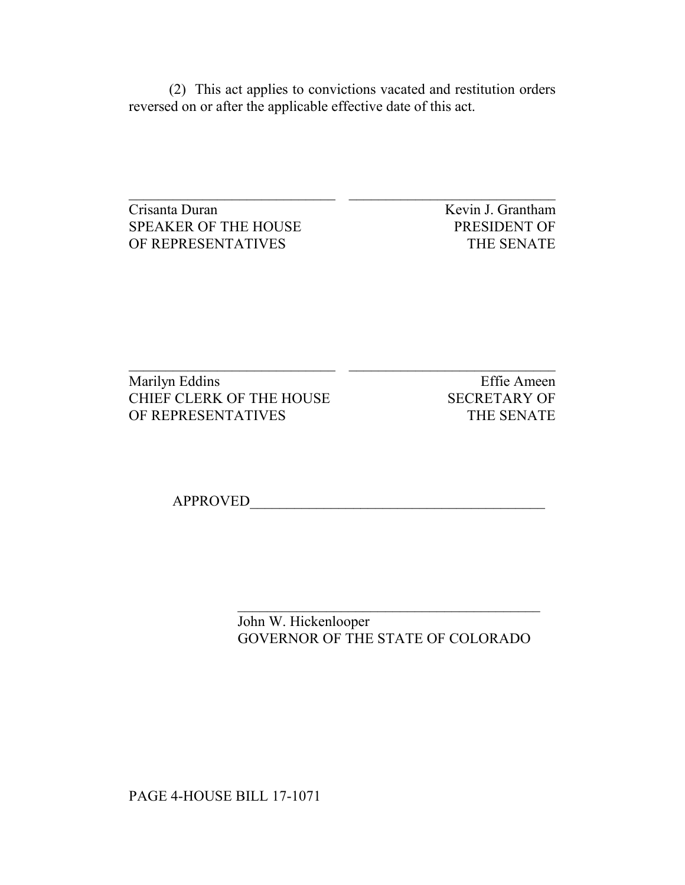(2) This act applies to convictions vacated and restitution orders reversed on or after the applicable effective date of this act.

____________________________ ____________________________

Crisanta Duran
SPEAKER OF THE HOUSE
OF REPRESENTATIVES

Kevin J. Grantham
PRESIDENT OF
THE SENATE

____________________________ ____________________________

Marilyn Eddins
CHIEF CLERK OF THE HOUSE
OF REPRESENTATIVES

Effie Ameen
SECRETARY OF
THE SENATE

APPROVED________________________________________

________________________________________

John W. Hickenlooper
GOVERNOR OF THE STATE OF COLORADO

PAGE 4-HOUSE BILL 17-1071